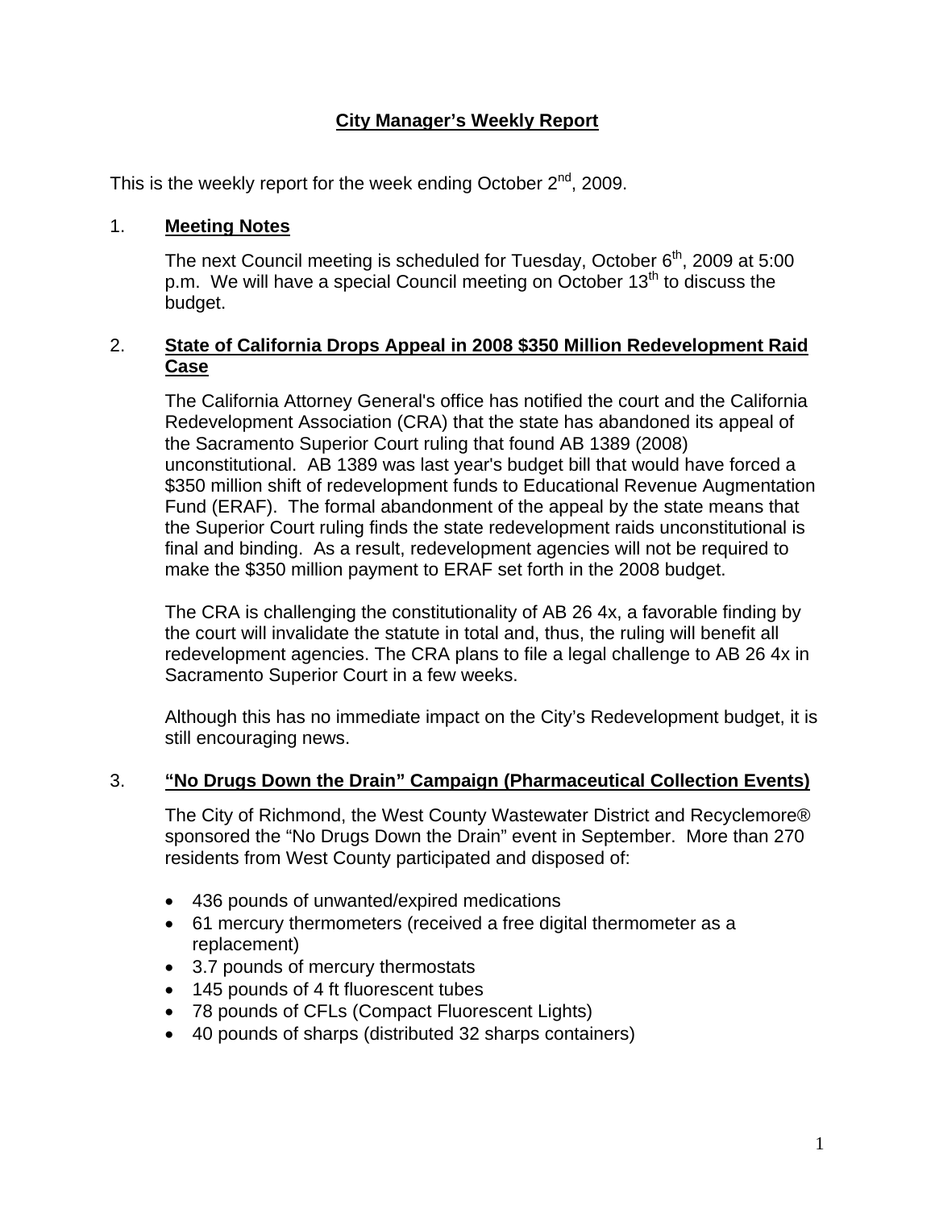# City Manager's Weekly Report

This is the weekly report for the week ending October 2nd, 2009.

## 1. Meeting Notes

The next Council meeting is scheduled for Tuesday, October 6th, 2009 at 5:00 p.m. We will have a special Council meeting on October 13th to discuss the budget.

## 2. State of California Drops Appeal in 2008 $350 Million Redevelopment Raid Case

The California Attorney General's office has notified the court and the California Redevelopment Association (CRA) that the state has abandoned its appeal of the Sacramento Superior Court ruling that found AB 1389 (2008) unconstitutional. AB 1389 was last year's budget bill that would have forced a $350 million shift of redevelopment funds to Educational Revenue Augmentation Fund (ERAF). The formal abandonment of the appeal by the state means that the Superior Court ruling finds the state redevelopment raids unconstitutional is final and binding. As a result, redevelopment agencies will not be required to make the $350 million payment to ERAF set forth in the 2008 budget.

The CRA is challenging the constitutionality of AB 26 4x, a favorable finding by the court will invalidate the statute in total and, thus, the ruling will benefit all redevelopment agencies. The CRA plans to file a legal challenge to AB 26 4x in Sacramento Superior Court in a few weeks.

Although this has no immediate impact on the City's Redevelopment budget, it is still encouraging news.

## 3. "No Drugs Down the Drain" Campaign (Pharmaceutical Collection Events)

The City of Richmond, the West County Wastewater District and Recyclemore® sponsored the "No Drugs Down the Drain" event in September. More than 270 residents from West County participated and disposed of:

- 436 pounds of unwanted/expired medications
- 61 mercury thermometers (received a free digital thermometer as a replacement)
- 3.7 pounds of mercury thermostats
- 145 pounds of 4 ft fluorescent tubes
- 78 pounds of CFLs (Compact Fluorescent Lights)
- 40 pounds of sharps (distributed 32 sharps containers)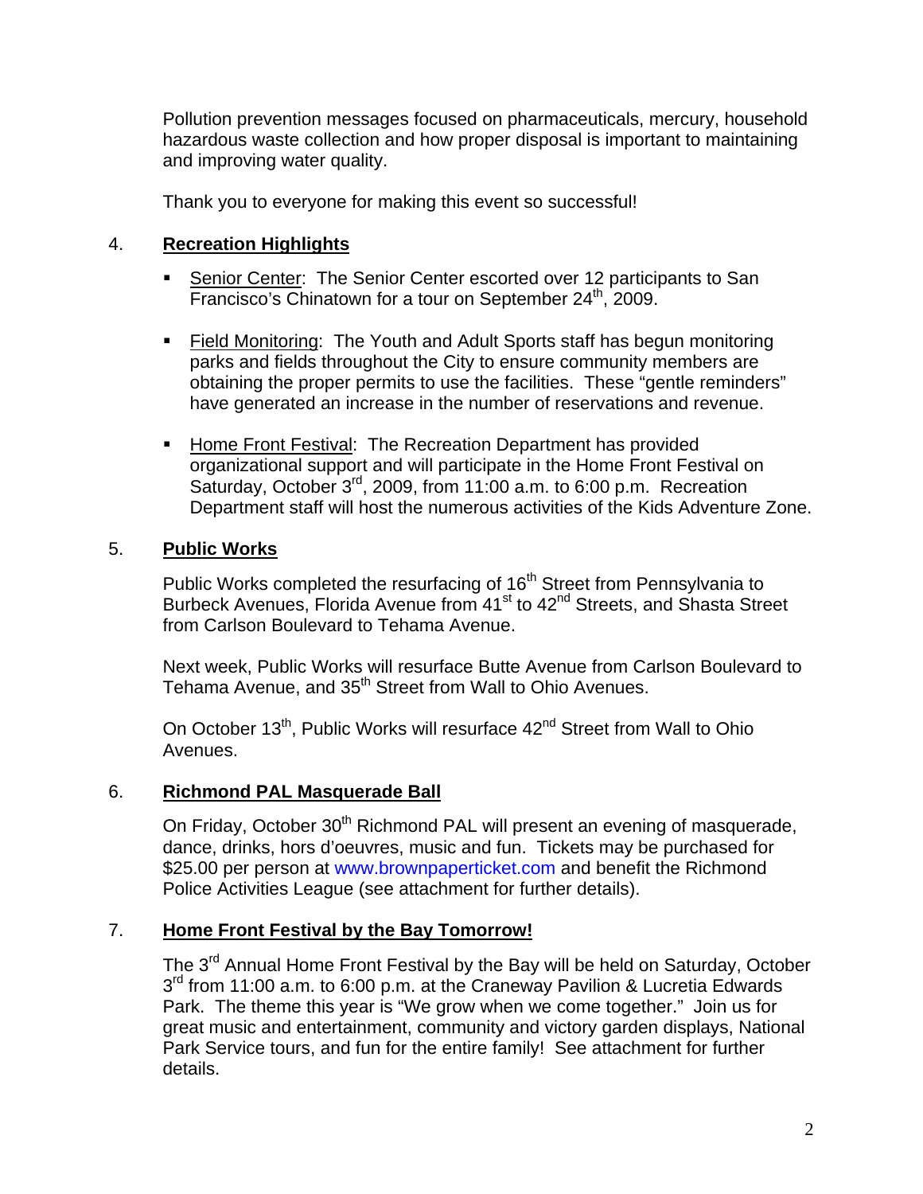Pollution prevention messages focused on pharmaceuticals, mercury, household hazardous waste collection and how proper disposal is important to maintaining and improving water quality.

Thank you to everyone for making this event so successful!

4. **Recreation Highlights**

- Senior Center: The Senior Center escorted over 12 participants to San Francisco's Chinatown for a tour on September 24th, 2009.

- Field Monitoring: The Youth and Adult Sports staff has begun monitoring parks and fields throughout the City to ensure community members are obtaining the proper permits to use the facilities. These "gentle reminders" have generated an increase in the number of reservations and revenue.

- Home Front Festival: The Recreation Department has provided organizational support and will participate in the Home Front Festival on Saturday, October 3rd, 2009, from 11:00 a.m. to 6:00 p.m. Recreation Department staff will host the numerous activities of the Kids Adventure Zone.

5. **Public Works**

Public Works completed the resurfacing of 16th Street from Pennsylvania to Burbeck Avenues, Florida Avenue from 41st to 42nd Streets, and Shasta Street from Carlson Boulevard to Tehama Avenue.

Next week, Public Works will resurface Butte Avenue from Carlson Boulevard to Tehama Avenue, and 35th Street from Wall to Ohio Avenues.

On October 13th, Public Works will resurface 42nd Street from Wall to Ohio Avenues.

6. **Richmond PAL Masquerade Ball**

On Friday, October 30th Richmond PAL will present an evening of masquerade, dance, drinks, hors d'oeuvres, music and fun. Tickets may be purchased for $25.00 per person at www.brownpaperticket.com and benefit the Richmond Police Activities League (see attachment for further details).

7. **Home Front Festival by the Bay Tomorrow!**

The 3rd Annual Home Front Festival by the Bay will be held on Saturday, October 3rd from 11:00 a.m. to 6:00 p.m. at the Craneway Pavilion & Lucretia Edwards Park. The theme this year is "We grow when we come together." Join us for great music and entertainment, community and victory garden displays, National Park Service tours, and fun for the entire family! See attachment for further details.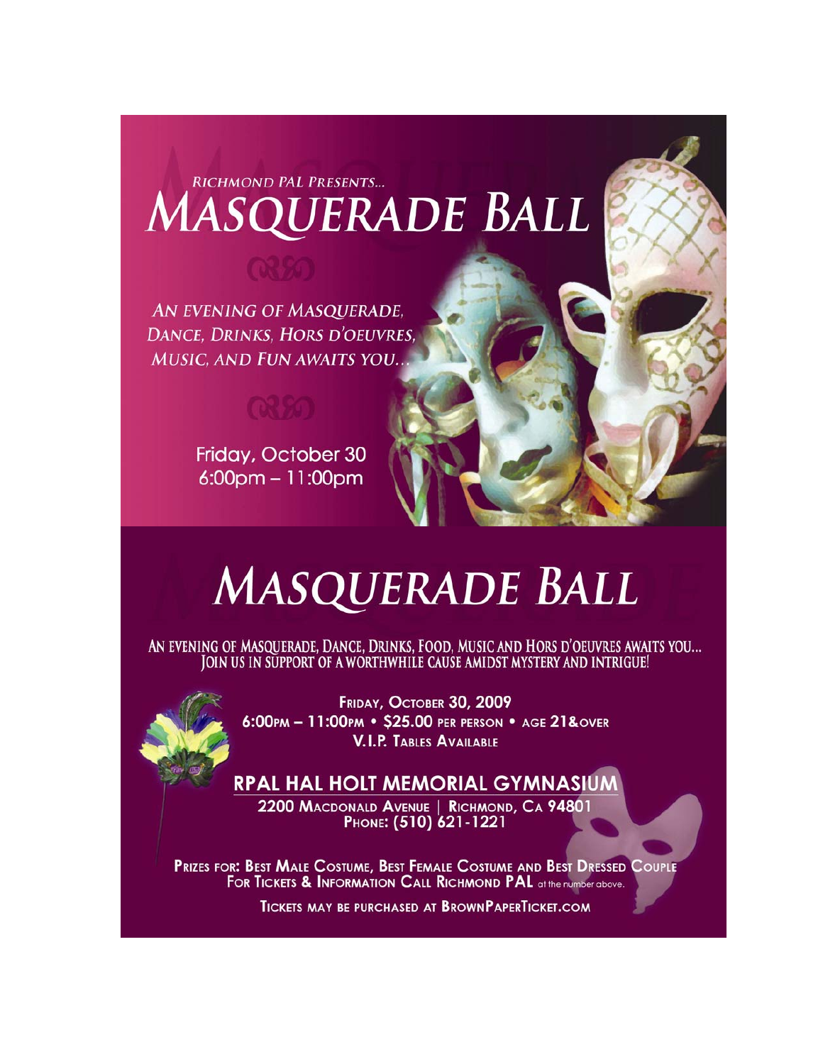Richmond PAL Presents...

# Masquerade Ball

*An evening of masquerade, dance, drinks, hors d'oeuvres, music, and fun awaits you...*

Friday, October 30
6:00pm – 11:00pm

# Masquerade Ball

An evening of masquerade, dance, drinks, food, music and hors d'oeuvres awaits you...
Join us in support of a worthwhile cause amidst mystery and intrigue!

**Friday, October 30, 2009**
**6:00pm – 11:00pm • $25.00 per person • Age 21&over**
**V.I.P. Tables Available**

## RPAL Hal Holt Memorial Gymnasium

2200 Macdonald Avenue | Richmond, CA 94801
Phone: (510) 621-1221

Prizes for: Best Male Costume, Best Female Costume and Best Dressed Couple
For Tickets & Information Call Richmond PAL at the number above.

Tickets may be purchased at BrownPaperTicket.com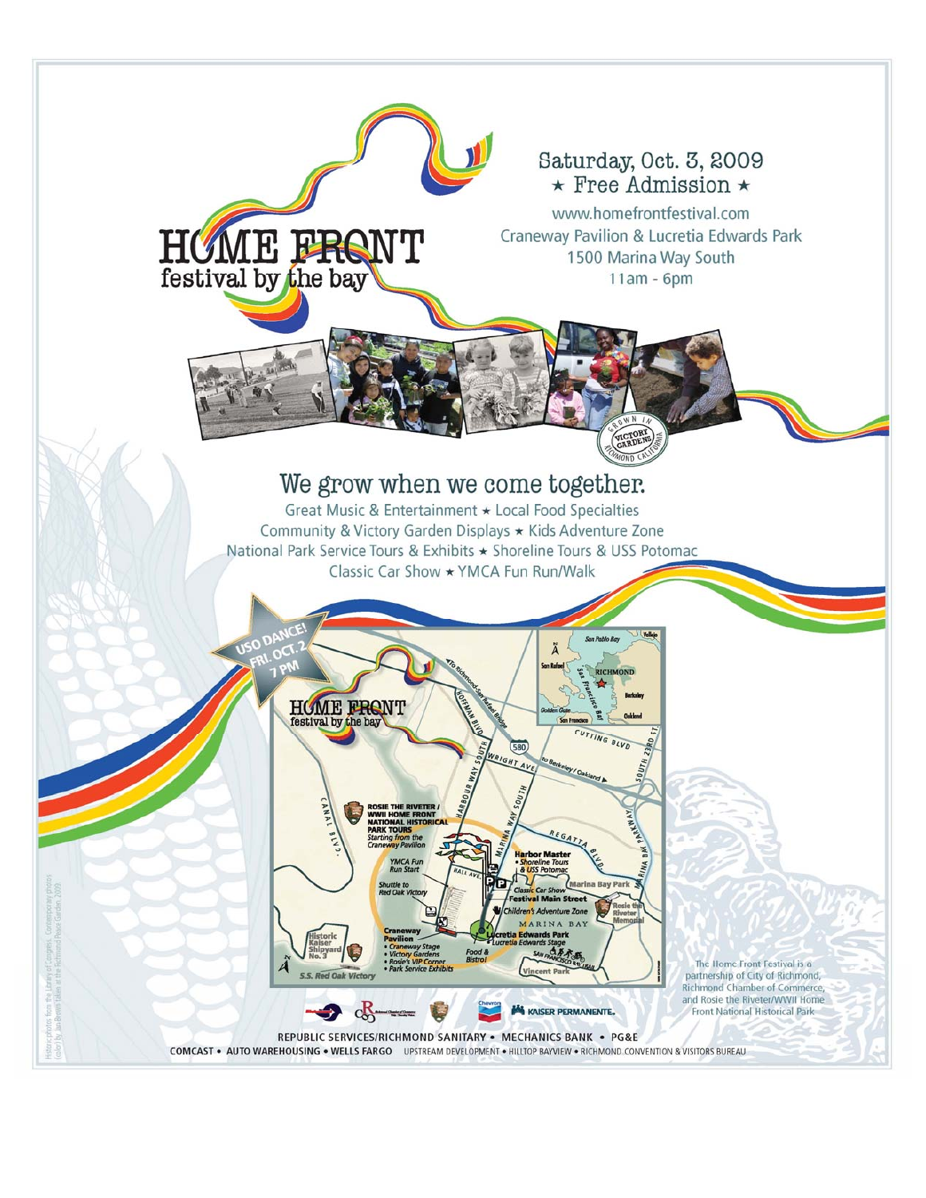# HOME FRONT
festival by the bay

Saturday, Oct. 3, 2009
★ Free Admission ★

www.homefrontfestival.com
Craneway Pavilion & Lucretia Edwards Park
1500 Marina Way South
11am - 6pm

GROWN IN VICTORY GARDENS RICHMOND CALIFORNIA

## We grow when we come together.

Great Music & Entertainment ★ Local Food Specialties
Community & Victory Garden Displays ★ Kids Adventure Zone
National Park Service Tours & Exhibits ★ Shoreline Tours & USS Potomac
Classic Car Show ★ YMCA Fun Run/Walk

USO DANCE! FRI. OCT. 2 7 PM

HOME FRONT festival by the bay

San Pablo Bay
Vallejo
San Rafael
RICHMOND
San Francisco Bay
Berkeley
Golden Gate
San Francisco
Oakland

To Richmond-San Rafael Bridge
HOFFMAN BLVD
580
CUTTING BLVD
SOUTH 23RD ST
WRIGHT AVE
to Berkeley / Oakland
HARBOUR WAY SOUTH
MARINA WAY SOUTH
CANAL BLVD
REGATTA BLVD
MARINA BAY PARKWAY
HALL AVE

ROSIE THE RIVETER / WWII HOME FRONT NATIONAL HISTORICAL PARK TOURS
Starting from the Craneway Pavilion

YMCA Fun Run Start

Shuttle to Red Oak Victory

Harbor Master
- Shoreline Tours
- & USS Potomac

Marina Bay Park

Classic Car Show
Festival Main Street

Children's Adventure Zone

Rosie the Riveter Memorial

MARINA BAY

Lucretia Edwards Park
- Lucretia Edwards Stage

SAN FRANCISCO BAY TRAIL

Craneway Pavilion
- Craneway Stage
- Victory Gardens
- Rosie's VIP Corner
- Park Service Exhibits

Food & Bistro

Vincent Park

Historic Kaiser Shipyard No. 3

S.S. Red Oak Victory

The Home Front Festival is a partnership of City of Richmond, Richmond Chamber of Commerce, and Rosie the Riveter/WWII Home Front National Historical Park

KAISER PERMANENTE.

REPUBLIC SERVICES/RICHMOND SANITARY • MECHANICS BANK • PG&E

COMCAST • AUTO WAREHOUSING • WELLS FARGO   UPSTREAM DEVELOPMENT • HILLTOP BAYVIEW • RICHMOND CONVENTION & VISITORS BUREAU

Historic photos from the Library of Congress. Contemporary photos (color) by Jan Brown taken at the Richmond Peace Garden, 2009.